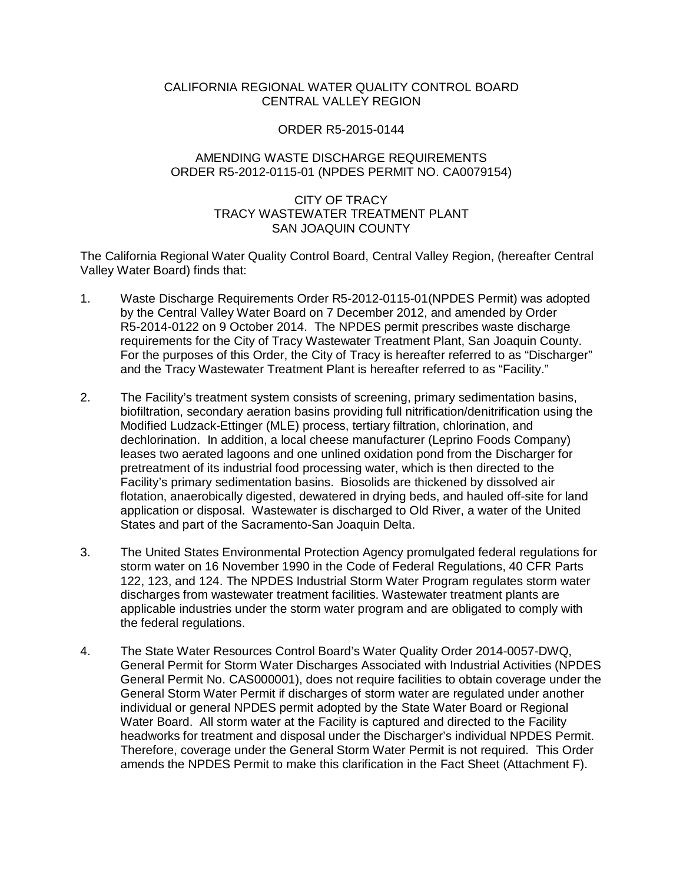CALIFORNIA REGIONAL WATER QUALITY CONTROL BOARD
CENTRAL VALLEY REGION

ORDER R5-2015-0144

AMENDING WASTE DISCHARGE REQUIREMENTS
ORDER R5-2012-0115-01 (NPDES PERMIT NO. CA0079154)

CITY OF TRACY
TRACY WASTEWATER TREATMENT PLANT
SAN JOAQUIN COUNTY

The California Regional Water Quality Control Board, Central Valley Region, (hereafter Central Valley Water Board) finds that:

1. Waste Discharge Requirements Order R5-2012-0115-01(NPDES Permit) was adopted by the Central Valley Water Board on 7 December 2012, and amended by Order R5-2014-0122 on 9 October 2014. The NPDES permit prescribes waste discharge requirements for the City of Tracy Wastewater Treatment Plant, San Joaquin County. For the purposes of this Order, the City of Tracy is hereafter referred to as "Discharger" and the Tracy Wastewater Treatment Plant is hereafter referred to as "Facility."

2. The Facility's treatment system consists of screening, primary sedimentation basins, biofiltration, secondary aeration basins providing full nitrification/denitrification using the Modified Ludzack-Ettinger (MLE) process, tertiary filtration, chlorination, and dechlorination. In addition, a local cheese manufacturer (Leprino Foods Company) leases two aerated lagoons and one unlined oxidation pond from the Discharger for pretreatment of its industrial food processing water, which is then directed to the Facility's primary sedimentation basins. Biosolids are thickened by dissolved air flotation, anaerobically digested, dewatered in drying beds, and hauled off-site for land application or disposal. Wastewater is discharged to Old River, a water of the United States and part of the Sacramento-San Joaquin Delta.

3. The United States Environmental Protection Agency promulgated federal regulations for storm water on 16 November 1990 in the Code of Federal Regulations, 40 CFR Parts 122, 123, and 124. The NPDES Industrial Storm Water Program regulates storm water discharges from wastewater treatment facilities. Wastewater treatment plants are applicable industries under the storm water program and are obligated to comply with the federal regulations.

4. The State Water Resources Control Board's Water Quality Order 2014-0057-DWQ, General Permit for Storm Water Discharges Associated with Industrial Activities (NPDES General Permit No. CAS000001), does not require facilities to obtain coverage under the General Storm Water Permit if discharges of storm water are regulated under another individual or general NPDES permit adopted by the State Water Board or Regional Water Board. All storm water at the Facility is captured and directed to the Facility headworks for treatment and disposal under the Discharger's individual NPDES Permit. Therefore, coverage under the General Storm Water Permit is not required. This Order amends the NPDES Permit to make this clarification in the Fact Sheet (Attachment F).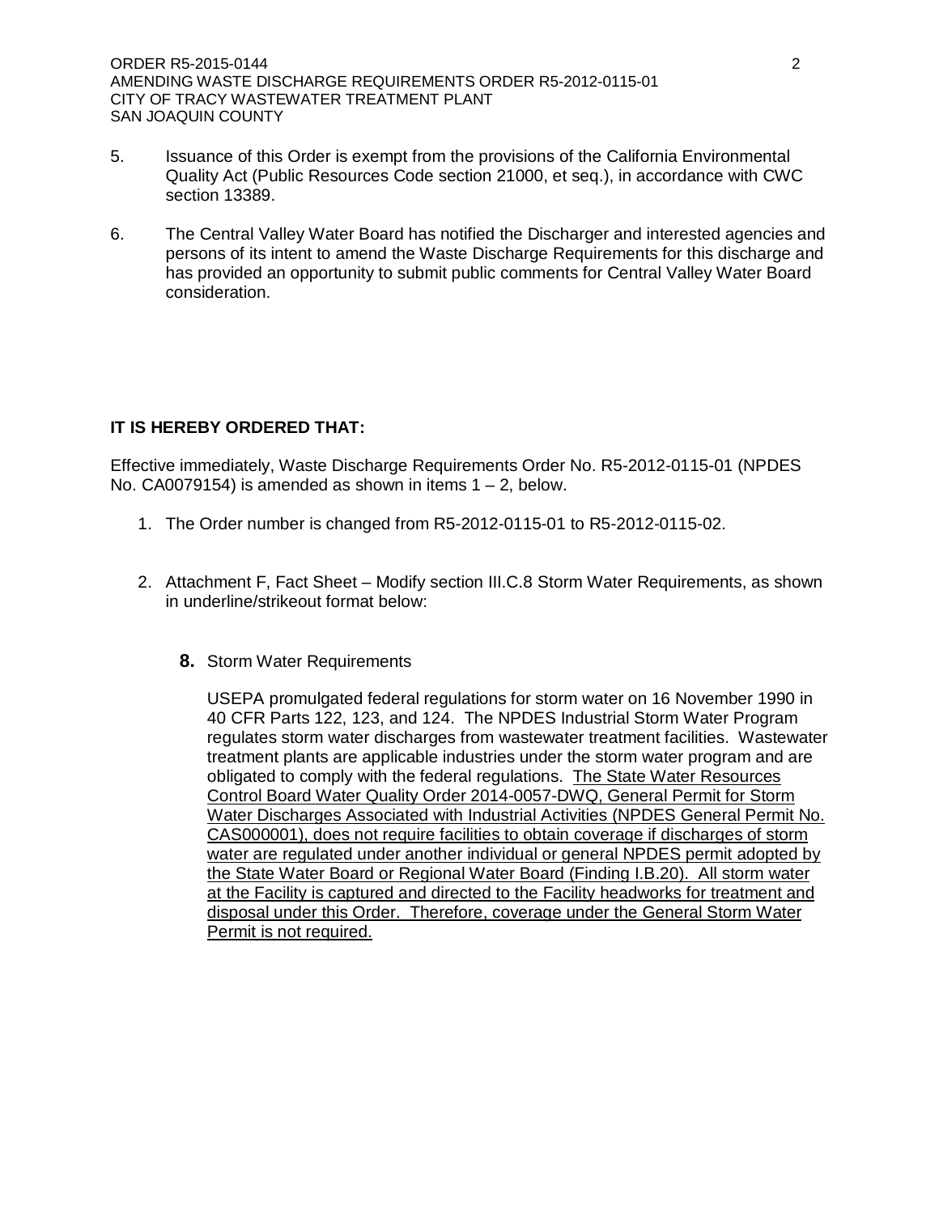5. Issuance of this Order is exempt from the provisions of the California Environmental Quality Act (Public Resources Code section 21000, et seq.), in accordance with CWC section 13389.

6. The Central Valley Water Board has notified the Discharger and interested agencies and persons of its intent to amend the Waste Discharge Requirements for this discharge and has provided an opportunity to submit public comments for Central Valley Water Board consideration.

**IT IS HEREBY ORDERED THAT:**

Effective immediately, Waste Discharge Requirements Order No. R5-2012-0115-01 (NPDES No. CA0079154) is amended as shown in items 1 – 2, below.

1. The Order number is changed from R5-2012-0115-01 to R5-2012-0115-02.

2. Attachment F, Fact Sheet – Modify section III.C.8 Storm Water Requirements, as shown in underline/strikeout format below:

   **8.** Storm Water Requirements

   USEPA promulgated federal regulations for storm water on 16 November 1990 in 40 CFR Parts 122, 123, and 124. The NPDES Industrial Storm Water Program regulates storm water discharges from wastewater treatment facilities. Wastewater treatment plants are applicable industries under the storm water program and are obligated to comply with the federal regulations. <u>The State Water Resources Control Board Water Quality Order 2014-0057-DWQ, General Permit for Storm Water Discharges Associated with Industrial Activities (NPDES General Permit No. CAS000001), does not require facilities to obtain coverage if discharges of storm water are regulated under another individual or general NPDES permit adopted by the State Water Board or Regional Water Board (Finding I.B.20). All storm water at the Facility is captured and directed to the Facility headworks for treatment and disposal under this Order. Therefore, coverage under the General Storm Water Permit is not required.</u>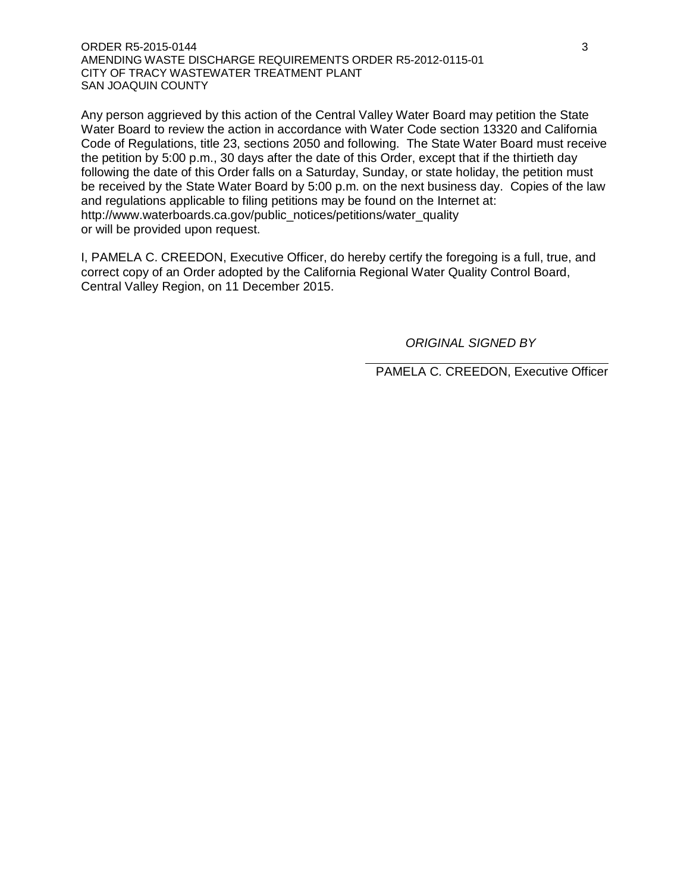Any person aggrieved by this action of the Central Valley Water Board may petition the State Water Board to review the action in accordance with Water Code section 13320 and California Code of Regulations, title 23, sections 2050 and following. The State Water Board must receive the petition by 5:00 p.m., 30 days after the date of this Order, except that if the thirtieth day following the date of this Order falls on a Saturday, Sunday, or state holiday, the petition must be received by the State Water Board by 5:00 p.m. on the next business day. Copies of the law and regulations applicable to filing petitions may be found on the Internet at: http://www.waterboards.ca.gov/public_notices/petitions/water_quality or will be provided upon request.

I, PAMELA C. CREEDON, Executive Officer, do hereby certify the foregoing is a full, true, and correct copy of an Order adopted by the California Regional Water Quality Control Board, Central Valley Region, on 11 December 2015.

*ORIGINAL SIGNED BY*

PAMELA C. CREEDON, Executive Officer